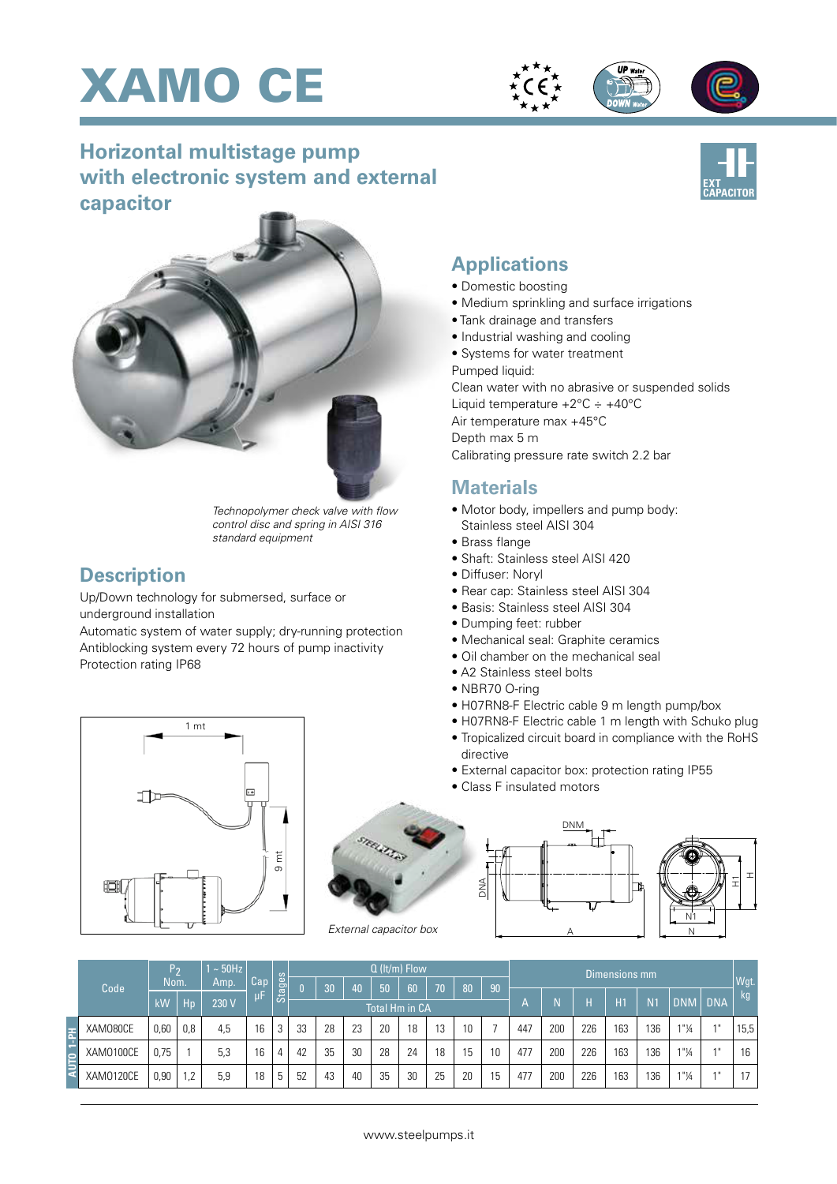# XAMO CE

## Horizontal multistage pump with electronic system and external capacitor

EXT CAPACITOR

*Technopolymer check valve with flow control disc and spring in AISI 316 standard equipment*

## Description

Up/Down technology for submersed, surface or underground installation
Automatic system of water supply; dry-running protection
Antiblocking system every 72 hours of pump inactivity
Protection rating IP68

## Applications

- Domestic boosting
- Medium sprinkling and surface irrigations
- Tank drainage and transfers
- Industrial washing and cooling
- Systems for water treatment

Pumped liquid:
Clean water with no abrasive or suspended solids
Liquid temperature +2°C ÷ +40°C
Air temperature max +45°C
Depth max 5 m
Calibrating pressure rate switch 2.2 bar

## Materials

- Motor body, impellers and pump body: Stainless steel AISI 304
- Brass flange
- Shaft: Stainless steel AISI 420
- Diffuser: Noryl
- Rear cap: Stainless steel AISI 304
- Basis: Stainless steel AISI 304
- Dumping feet: rubber
- Mechanical seal: Graphite ceramics
- Oil chamber on the mechanical seal
- A2 Stainless steel bolts
- NBR70 O-ring
- H07RN8-F Electric cable 9 m length pump/box
- H07RN8-F Electric cable 1 m length with Schuko plug
- Tropicalized circuit board in compliance with the RoHS directive
- External capacitor box: protection rating IP55
- Class F insulated motors

1 mt — 9 mt

*External capacitor box*

| | Code | $P_2$ Nom. | | 1 ~ 50Hz Amp. | Cap μF | Stages | Q (lt/m) Flow | | | | | | | | Dimensions mm | | | | | | | Wgt. kg |
|---|---|---|---|---|---|---|---|---|---|---|---|---|---|---|---|---|---|---|---|---|---|---|
| | | kW | Hp | 230 V | | | 0 | 30 | 40 | 50 | 60 | 70 | 80 | 90 | A | N | H | H1 | N1 | DNM | DNA | |
| | | | | | | | Total Hm in CA | | | | | | | | | | | | | | | |
| AUTO 1-PH | XAMO80CE | 0,60 | 0,8 | 4,5 | 16 | 3 | 33 | 28 | 23 | 20 | 18 | 13 | 10 | 7 | 447 | 200 | 226 | 163 | 136 | 1"¼ | 1" | 15,5 |
| AUTO 1-PH | XAMO100CE | 0,75 | 1 | 5,3 | 16 | 4 | 42 | 35 | 30 | 28 | 24 | 18 | 15 | 10 | 477 | 200 | 226 | 163 | 136 | 1"¼ | 1" | 16 |
| AUTO 1-PH | XAMO120CE | 0,90 | 1,2 | 5,9 | 18 | 5 | 52 | 43 | 40 | 35 | 30 | 25 | 20 | 15 | 477 | 200 | 226 | 163 | 136 | 1"¼ | 1" | 17 |

www.steelpumps.it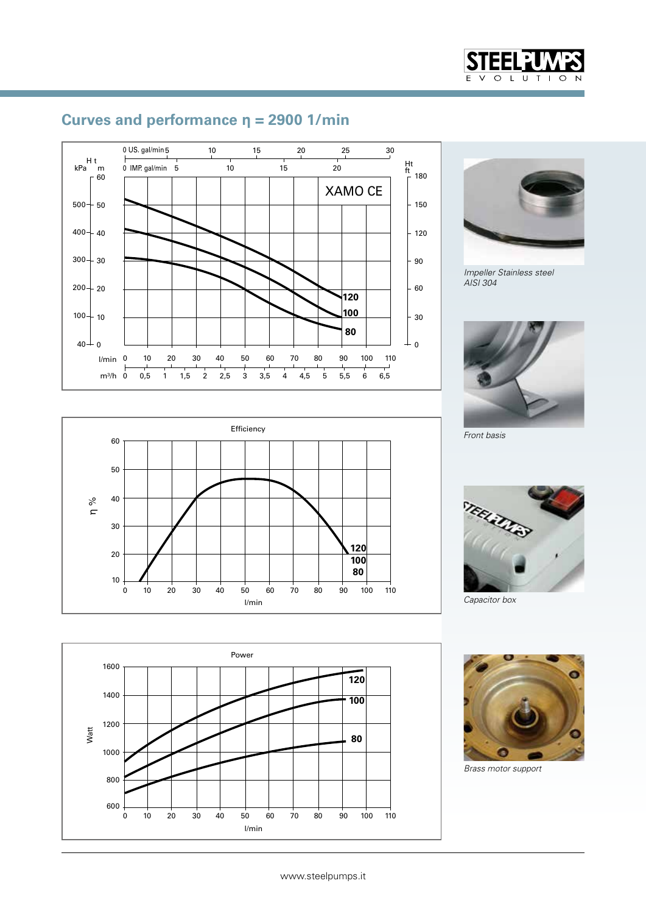## Curves and performance η = 2900 1/min

XAMO CE

H t
kPa m

US. gal/min 0 5 10 15 20 25 30

IMP. gal/min 0 5 10 15 20

Ht
ft

kPa: 40 100 200 300 400 500

m: 0 10 20 30 40 50 60

ft: 0 30 60 90 120 150 180

120
100
80

l/min 0 10 20 30 40 50 60 70 80 90 100 110

m³/h 0 0,5 1 1,5 2 2,5 3 3,5 4 4,5 5 5,5 6 6,5

Efficiency

η %

10 20 30 40 50 60

120
100
80

l/min 0 10 20 30 40 50 60 70 80 90 100 110

Power

Watt

600 800 1000 1200 1400 1600

120
100
80

l/min 0 10 20 30 40 50 60 70 80 90 100 110

*Impeller Stainless steel AISI 304*

*Front basis*

*Capacitor box*

*Brass motor support*

www.steelpumps.it